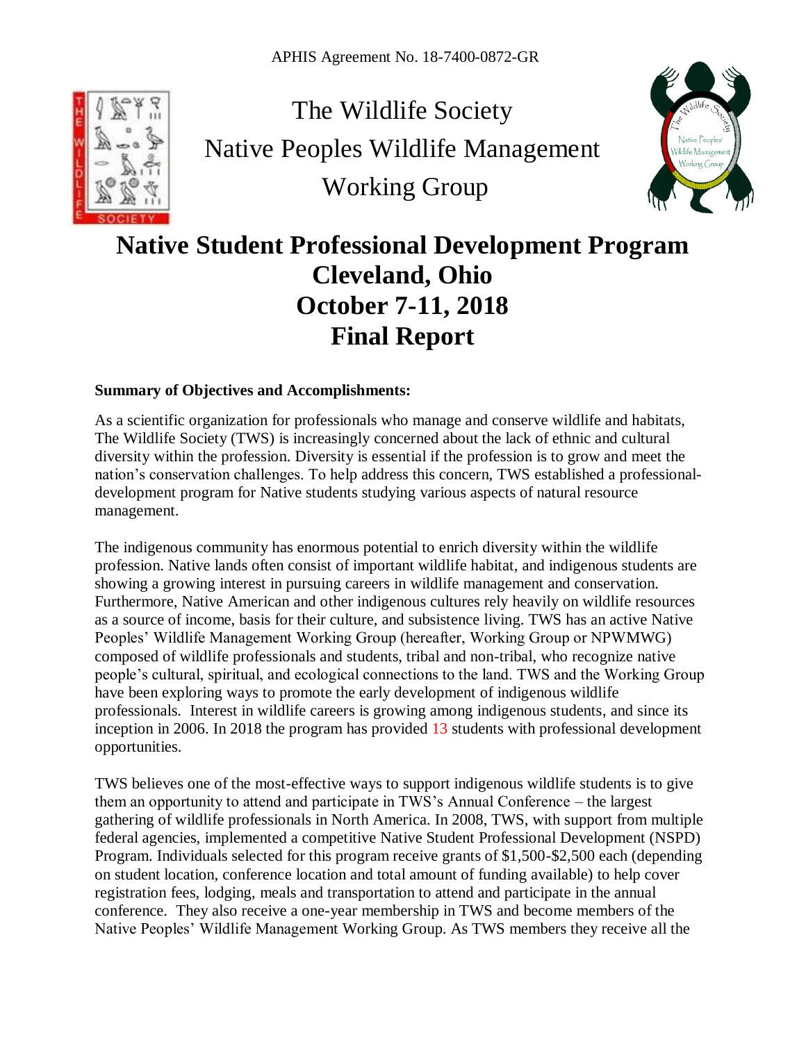APHIS Agreement No. 18-7400-0872-GR

The Wildlife Society
Native Peoples Wildlife Management
Working Group

# Native Student Professional Development Program
# Cleveland, Ohio
# October 7-11, 2018
# Final Report

**Summary of Objectives and Accomplishments:**

As a scientific organization for professionals who manage and conserve wildlife and habitats, The Wildlife Society (TWS) is increasingly concerned about the lack of ethnic and cultural diversity within the profession. Diversity is essential if the profession is to grow and meet the nation's conservation challenges. To help address this concern, TWS established a professional-development program for Native students studying various aspects of natural resource management.

The indigenous community has enormous potential to enrich diversity within the wildlife profession. Native lands often consist of important wildlife habitat, and indigenous students are showing a growing interest in pursuing careers in wildlife management and conservation. Furthermore, Native American and other indigenous cultures rely heavily on wildlife resources as a source of income, basis for their culture, and subsistence living. TWS has an active Native Peoples' Wildlife Management Working Group (hereafter, Working Group or NPWMWG) composed of wildlife professionals and students, tribal and non-tribal, who recognize native people's cultural, spiritual, and ecological connections to the land. TWS and the Working Group have been exploring ways to promote the early development of indigenous wildlife professionals. Interest in wildlife careers is growing among indigenous students, and since its inception in 2006. In 2018 the program has provided 13 students with professional development opportunities.

TWS believes one of the most-effective ways to support indigenous wildlife students is to give them an opportunity to attend and participate in TWS's Annual Conference – the largest gathering of wildlife professionals in North America. In 2008, TWS, with support from multiple federal agencies, implemented a competitive Native Student Professional Development (NSPD) Program. Individuals selected for this program receive grants of \$1,500-\$2,500 each (depending on student location, conference location and total amount of funding available) to help cover registration fees, lodging, meals and transportation to attend and participate in the annual conference. They also receive a one-year membership in TWS and become members of the Native Peoples' Wildlife Management Working Group. As TWS members they receive all the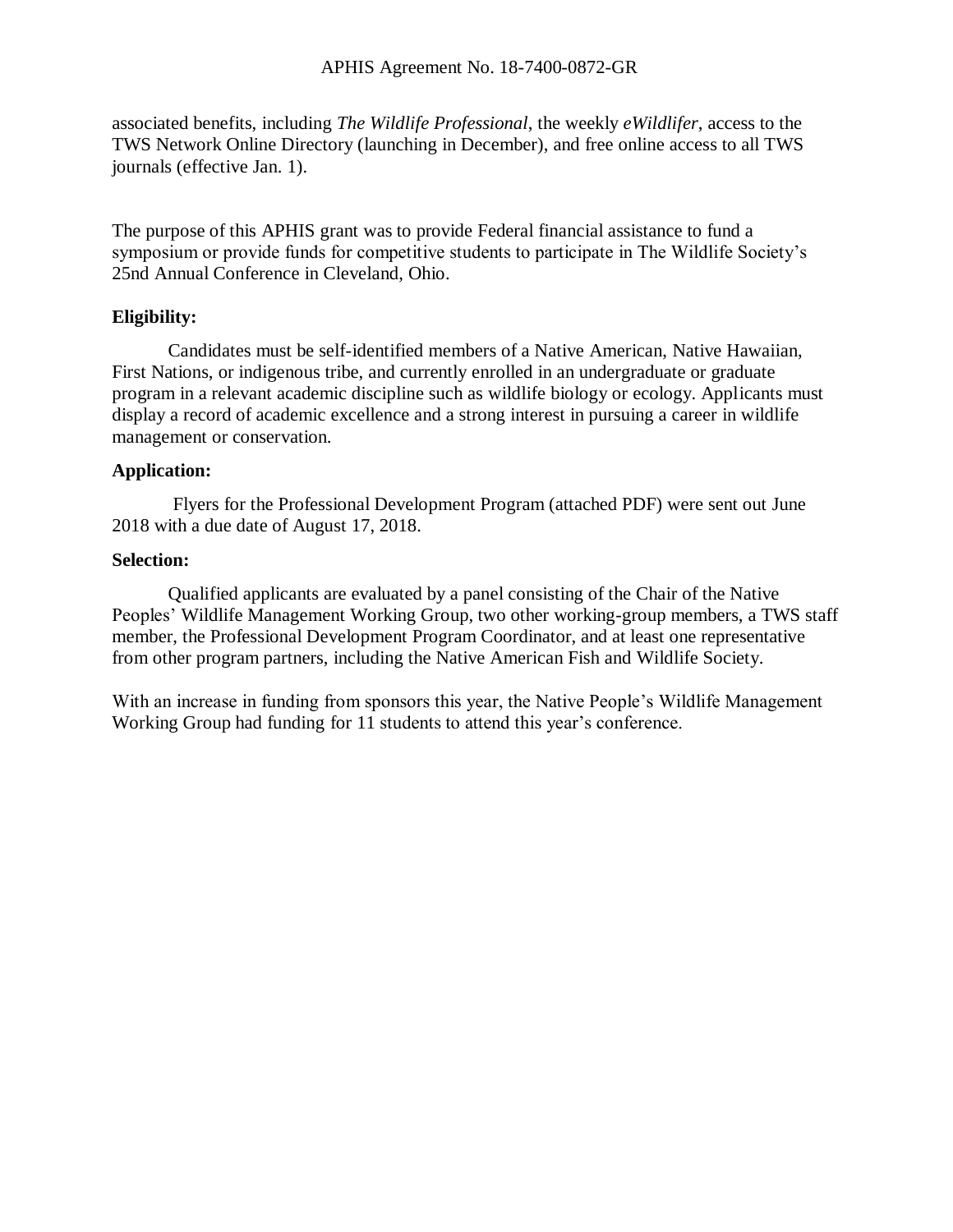associated benefits, including *The Wildlife Professional*, the weekly *eWildlifer*, access to the TWS Network Online Directory (launching in December), and free online access to all TWS journals (effective Jan. 1).

The purpose of this APHIS grant was to provide Federal financial assistance to fund a symposium or provide funds for competitive students to participate in The Wildlife Society's 25nd Annual Conference in Cleveland, Ohio.

**Eligibility:**

Candidates must be self-identified members of a Native American, Native Hawaiian, First Nations, or indigenous tribe, and currently enrolled in an undergraduate or graduate program in a relevant academic discipline such as wildlife biology or ecology. Applicants must display a record of academic excellence and a strong interest in pursuing a career in wildlife management or conservation.

**Application:**

Flyers for the Professional Development Program (attached PDF) were sent out June 2018 with a due date of August 17, 2018.

**Selection:**

Qualified applicants are evaluated by a panel consisting of the Chair of the Native Peoples' Wildlife Management Working Group, two other working-group members, a TWS staff member, the Professional Development Program Coordinator, and at least one representative from other program partners, including the Native American Fish and Wildlife Society.

With an increase in funding from sponsors this year, the Native People's Wildlife Management Working Group had funding for 11 students to attend this year's conference.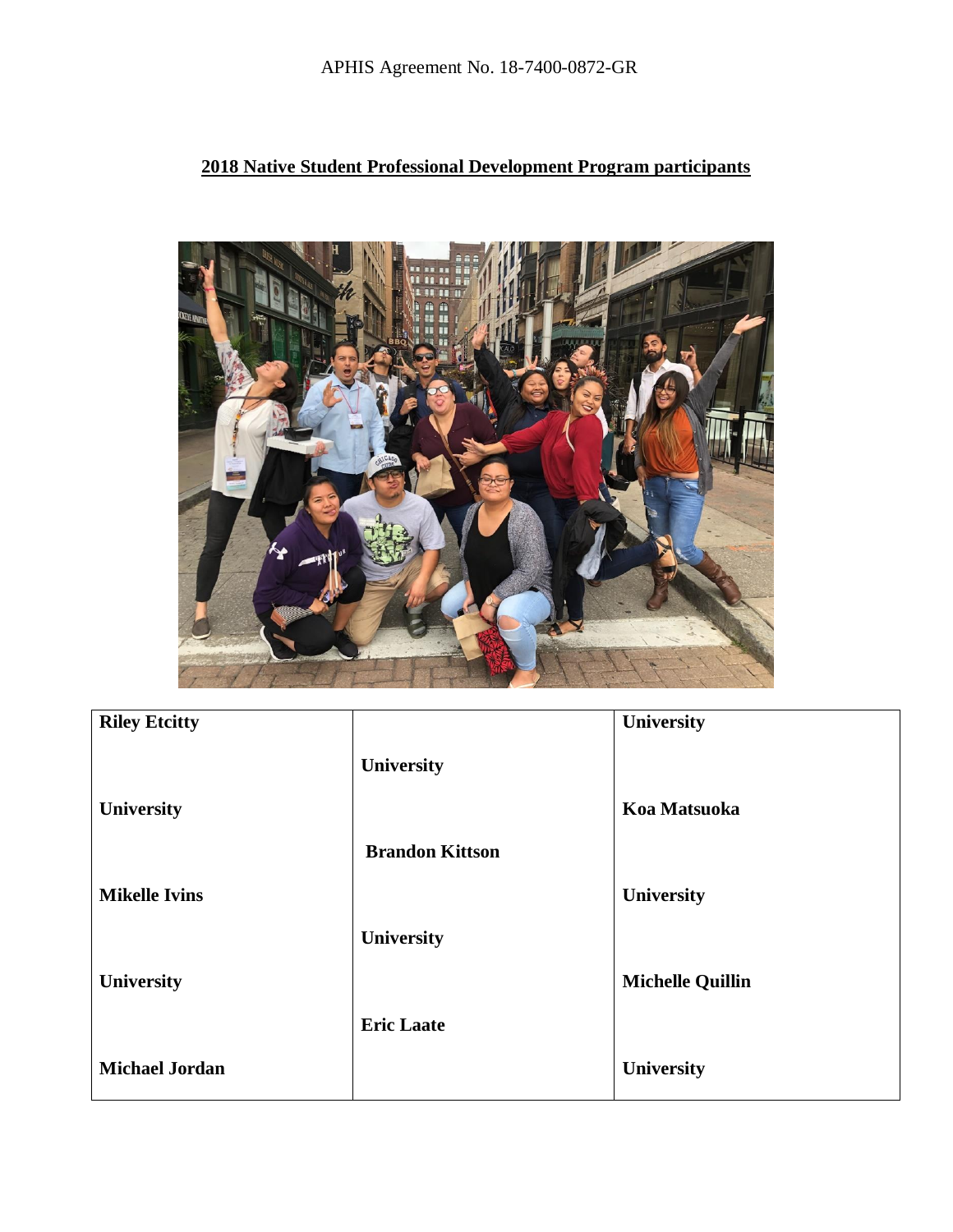## 2018 Native Student Professional Development Program participants

| | | |
|---|---|---|
| **Riley Etcitty** | | **University** |
| | **University** | |
| **University** | | **Koa Matsuoka** |
| | **Brandon Kittson** | |
| **Mikelle Ivins** | | **University** |
| | **University** | |
| **University** | | **Michelle Quillin** |
| | **Eric Laate** | |
| **Michael Jordan** | | **University** |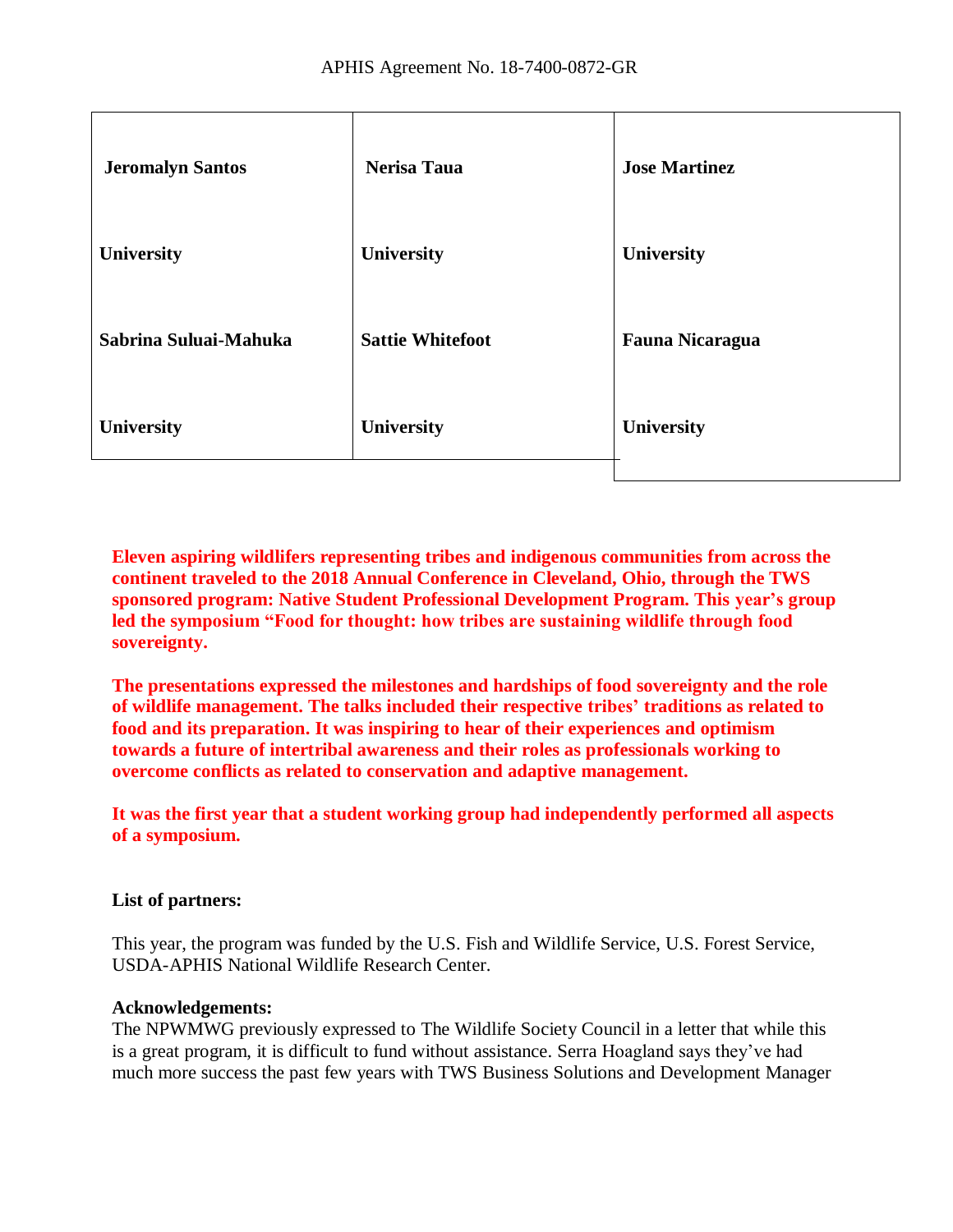| | | |
|---|---|---|
| **Jeromalyn Santos** | **Nerisa Taua** | **Jose Martinez** |
| **University** | **University** | **University** |
| **Sabrina Suluai-Mahuka** | **Sattie Whitefoot** | **Fauna Nicaragua** |
| **University** | **University** | **University** |

**Eleven aspiring wildlifers representing tribes and indigenous communities from across the continent traveled to the 2018 Annual Conference in Cleveland, Ohio, through the TWS sponsored program: Native Student Professional Development Program. This year's group led the symposium "Food for thought: how tribes are sustaining wildlife through food sovereignty.**

**The presentations expressed the milestones and hardships of food sovereignty and the role of wildlife management. The talks included their respective tribes' traditions as related to food and its preparation. It was inspiring to hear of their experiences and optimism towards a future of intertribal awareness and their roles as professionals working to overcome conflicts as related to conservation and adaptive management.**

**It was the first year that a student working group had independently performed all aspects of a symposium.**

**List of partners:**

This year, the program was funded by the U.S. Fish and Wildlife Service, U.S. Forest Service, USDA-APHIS National Wildlife Research Center.

**Acknowledgements:**

The NPWMWG previously expressed to The Wildlife Society Council in a letter that while this is a great program, it is difficult to fund without assistance. Serra Hoagland says they've had much more success the past few years with TWS Business Solutions and Development Manager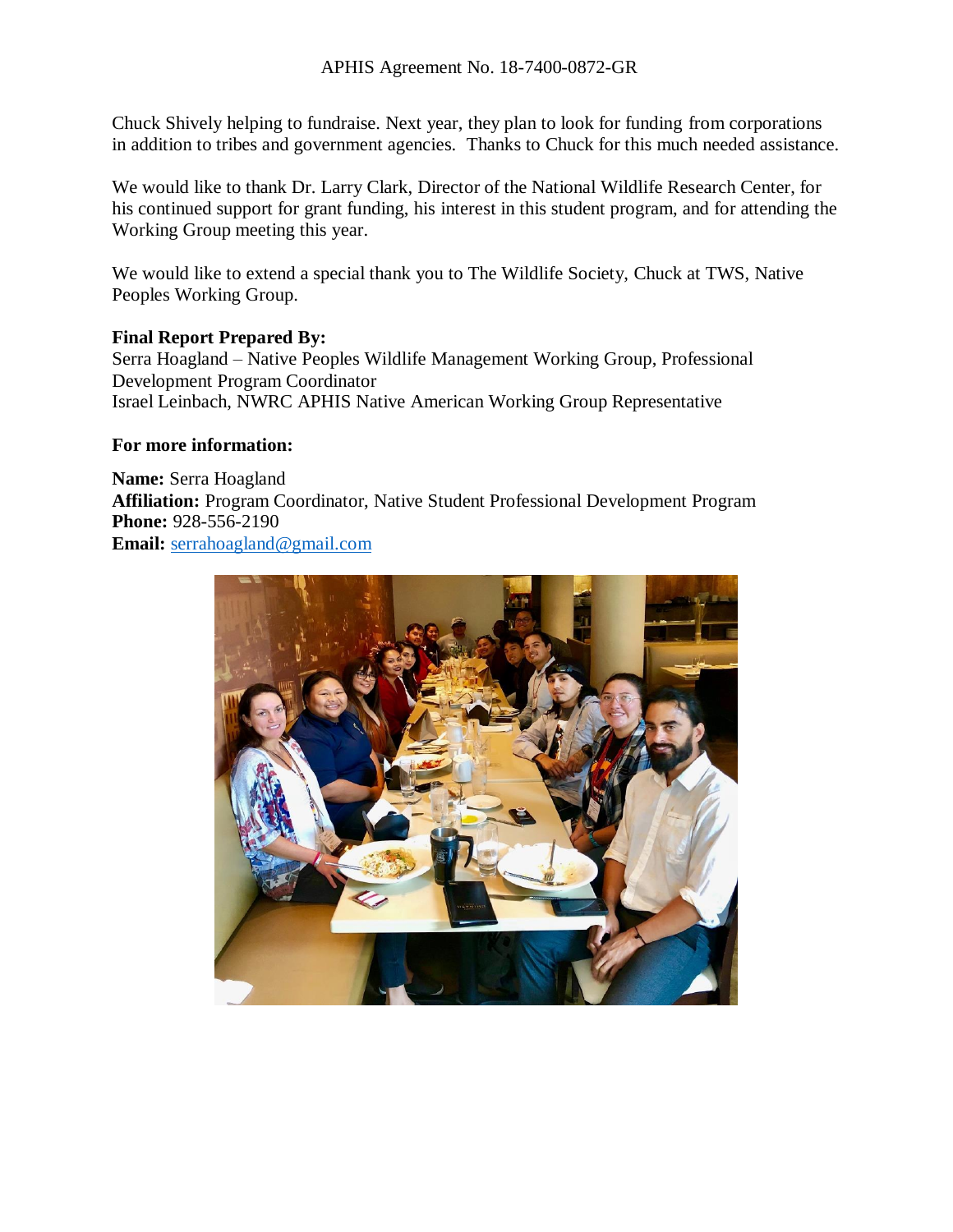Chuck Shively helping to fundraise. Next year, they plan to look for funding from corporations in addition to tribes and government agencies. Thanks to Chuck for this much needed assistance.

We would like to thank Dr. Larry Clark, Director of the National Wildlife Research Center, for his continued support for grant funding, his interest in this student program, and for attending the Working Group meeting this year.

We would like to extend a special thank you to The Wildlife Society, Chuck at TWS, Native Peoples Working Group.

**Final Report Prepared By:**
Serra Hoagland – Native Peoples Wildlife Management Working Group, Professional Development Program Coordinator
Israel Leinbach, NWRC APHIS Native American Working Group Representative

**For more information:**

**Name:** Serra Hoagland
**Affiliation:** Program Coordinator, Native Student Professional Development Program
**Phone:** 928-556-2190
**Email:** serrahoagland@gmail.com